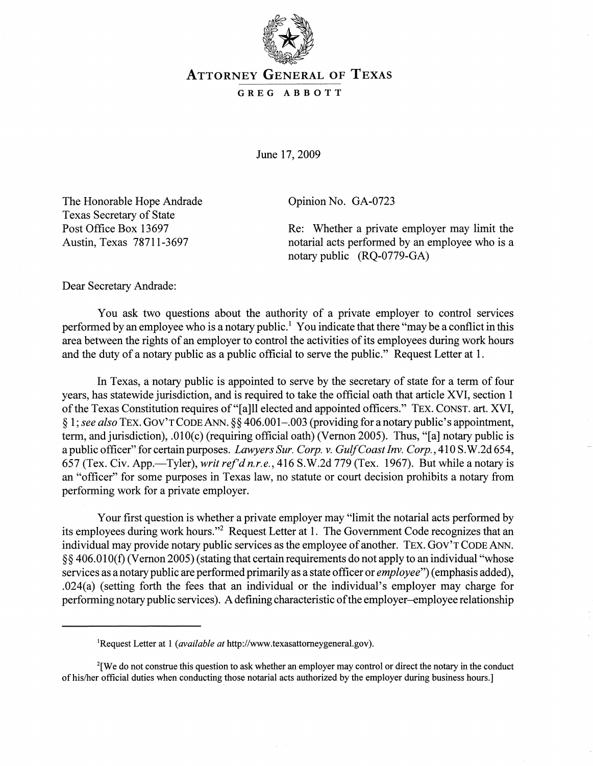# ATTORNEY GENERAL OF TEXAS

GREG ABBOTT

June 17, 2009

The Honorable Hope Andrade
Texas Secretary of State
Post Office Box 13697
Austin, Texas 78711-3697

Opinion No. GA-0723

Re: Whether a private employer may limit the notarial acts performed by an employee who is a notary public (RQ-0779-GA)

Dear Secretary Andrade:

You ask two questions about the authority of a private employer to control services performed by an employee who is a notary public.[1] You indicate that there "may be a conflict in this area between the rights of an employer to control the activities of its employees during work hours and the duty of a notary public as a public official to serve the public." Request Letter at 1.

In Texas, a notary public is appointed to serve by the secretary of state for a term of four years, has statewide jurisdiction, and is required to take the official oath that article XVI, section 1 of the Texas Constitution requires of "[a]ll elected and appointed officers." TEX. CONST. art. XVI, § 1; *see also* TEX. GOV'T CODE ANN. §§ 406.001–.003 (providing for a notary public's appointment, term, and jurisdiction), .010(c) (requiring official oath) (Vernon 2005). Thus, "[a] notary public is a public officer" for certain purposes. *Lawyers Sur. Corp. v. Gulf Coast Inv. Corp.*, 410 S.W.2d 654, 657 (Tex. Civ. App.—Tyler), *writ ref'd n.r.e.*, 416 S.W.2d 779 (Tex. 1967). But while a notary is an "officer" for some purposes in Texas law, no statute or court decision prohibits a notary from performing work for a private employer.

Your first question is whether a private employer may "limit the notarial acts performed by its employees during work hours."[2] Request Letter at 1. The Government Code recognizes that an individual may provide notary public services as the employee of another. TEX. GOV'T CODE ANN. §§ 406.010(f) (Vernon 2005) (stating that certain requirements do not apply to an individual "whose services as a notary public are performed primarily as a state officer or *employee*") (emphasis added), .024(a) (setting forth the fees that an individual or the individual's employer may charge for performing notary public services). A defining characteristic of the employer–employee relationship

---

[1] Request Letter at 1 (*available at* http://www.texasattorneygeneral.gov).

[2] [We do not construe this question to ask whether an employer may control or direct the notary in the conduct of his/her official duties when conducting those notarial acts authorized by the employer during business hours.]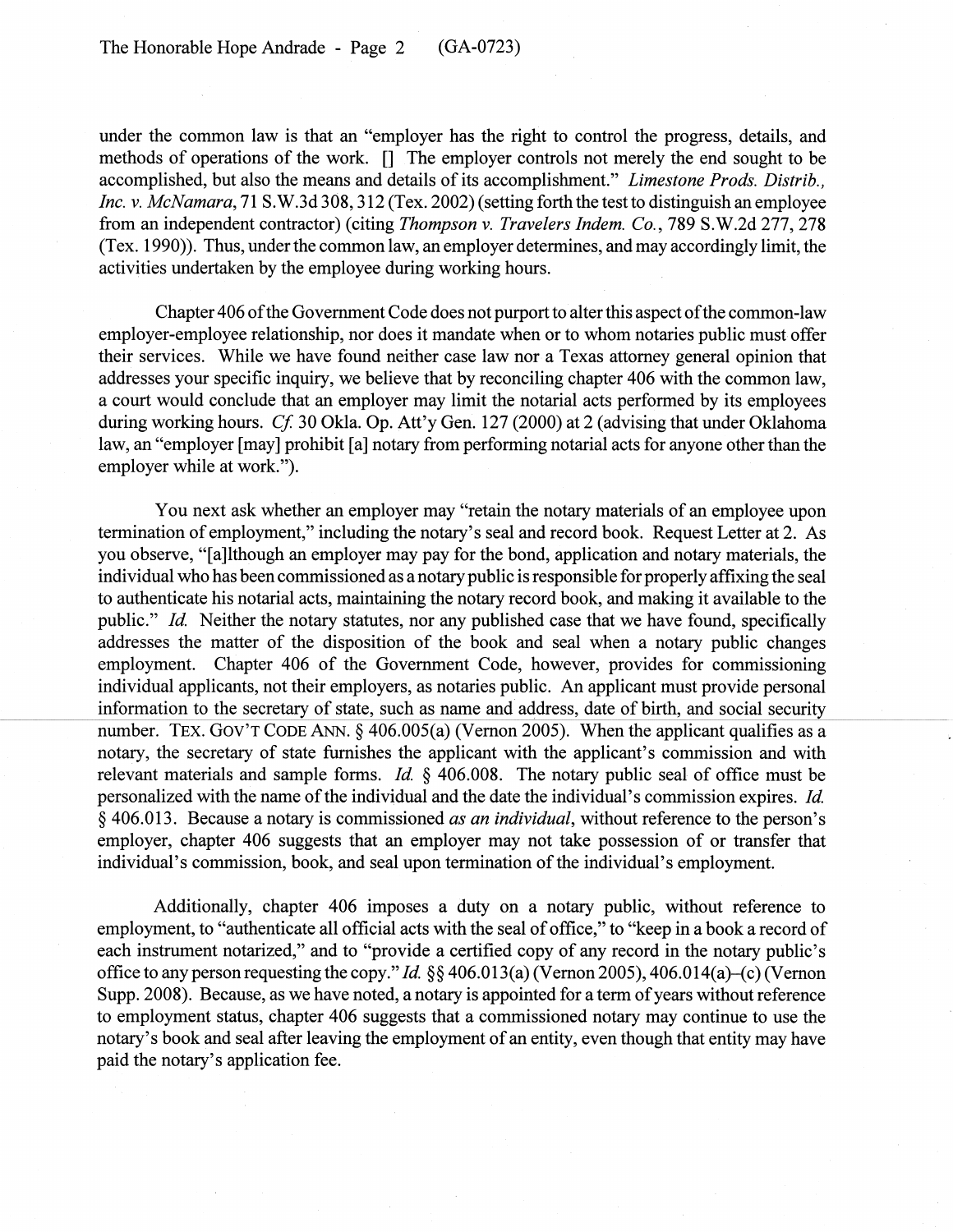under the common law is that an "employer has the right to control the progress, details, and methods of operations of the work. [] The employer controls not merely the end sought to be accomplished, but also the means and details of its accomplishment." *Limestone Prods. Distrib., Inc. v. McNamara*, 71 S.W.3d 308, 312 (Tex. 2002) (setting forth the test to distinguish an employee from an independent contractor) (citing *Thompson v. Travelers Indem. Co.*, 789 S.W.2d 277, 278 (Tex. 1990)). Thus, under the common law, an employer determines, and may accordingly limit, the activities undertaken by the employee during working hours.

Chapter 406 of the Government Code does not purport to alter this aspect of the common-law employer-employee relationship, nor does it mandate when or to whom notaries public must offer their services. While we have found neither case law nor a Texas attorney general opinion that addresses your specific inquiry, we believe that by reconciling chapter 406 with the common law, a court would conclude that an employer may limit the notarial acts performed by its employees during working hours. *Cf.* 30 Okla. Op. Att'y Gen. 127 (2000) at 2 (advising that under Oklahoma law, an "employer [may] prohibit [a] notary from performing notarial acts for anyone other than the employer while at work.").

You next ask whether an employer may "retain the notary materials of an employee upon termination of employment," including the notary's seal and record book. Request Letter at 2. As you observe, "[a]lthough an employer may pay for the bond, application and notary materials, the individual who has been commissioned as a notary public is responsible for properly affixing the seal to authenticate his notarial acts, maintaining the notary record book, and making it available to the public." *Id.* Neither the notary statutes, nor any published case that we have found, specifically addresses the matter of the disposition of the book and seal when a notary public changes employment. Chapter 406 of the Government Code, however, provides for commissioning individual applicants, not their employers, as notaries public. An applicant must provide personal information to the secretary of state, such as name and address, date of birth, and social security number. TEX. GOV'T CODE ANN. § 406.005(a) (Vernon 2005). When the applicant qualifies as a notary, the secretary of state furnishes the applicant with the applicant's commission and with relevant materials and sample forms. *Id.* § 406.008. The notary public seal of office must be personalized with the name of the individual and the date the individual's commission expires. *Id.* § 406.013. Because a notary is commissioned *as an individual*, without reference to the person's employer, chapter 406 suggests that an employer may not take possession of or transfer that individual's commission, book, and seal upon termination of the individual's employment.

Additionally, chapter 406 imposes a duty on a notary public, without reference to employment, to "authenticate all official acts with the seal of office," to "keep in a book a record of each instrument notarized," and to "provide a certified copy of any record in the notary public's office to any person requesting the copy." *Id.* §§ 406.013(a) (Vernon 2005), 406.014(a)–(c) (Vernon Supp. 2008). Because, as we have noted, a notary is appointed for a term of years without reference to employment status, chapter 406 suggests that a commissioned notary may continue to use the notary's book and seal after leaving the employment of an entity, even though that entity may have paid the notary's application fee.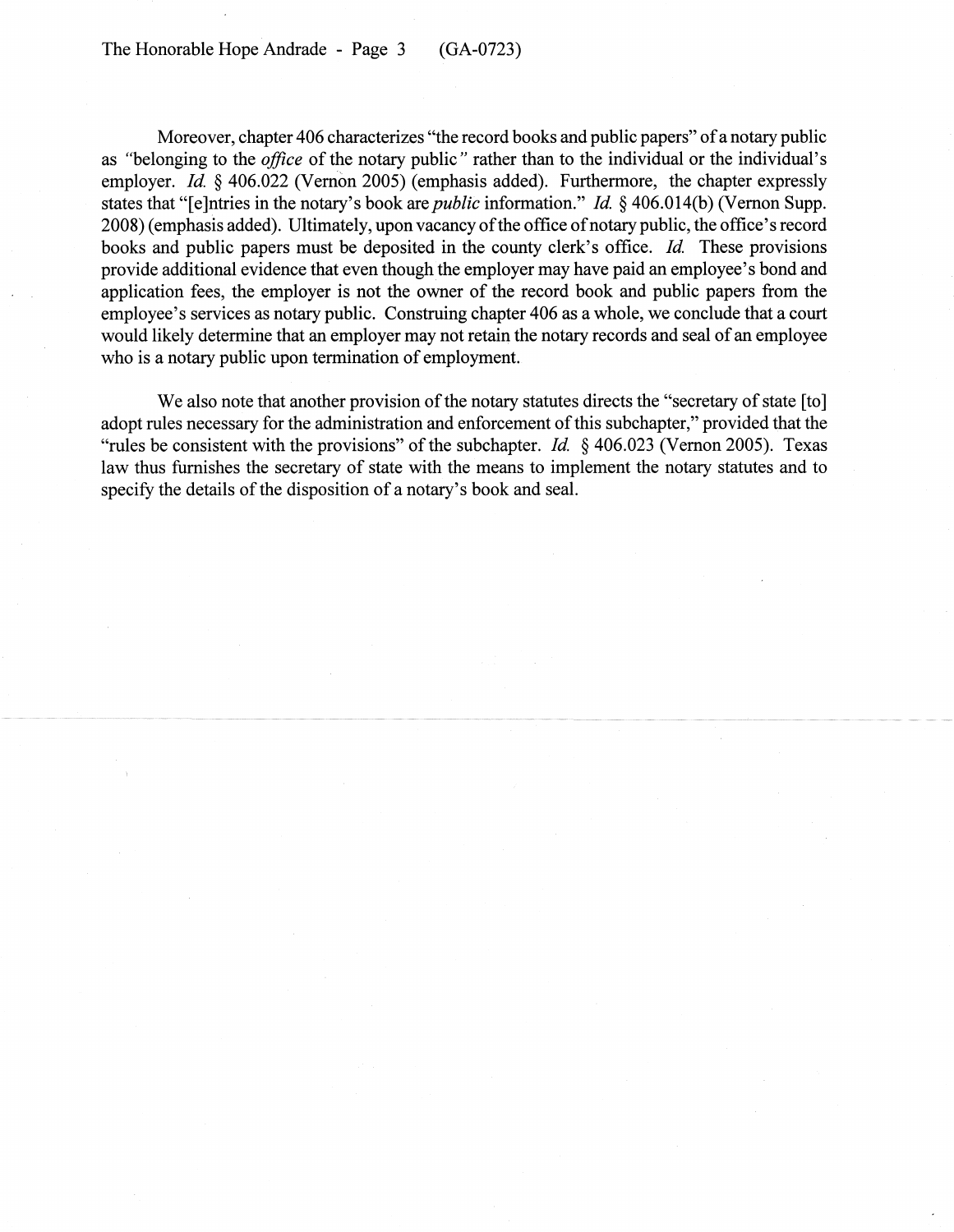Moreover, chapter 406 characterizes "the record books and public papers" of a notary public as "belonging to the *office* of the notary public" rather than to the individual or the individual's employer. *Id.* § 406.022 (Vernon 2005) (emphasis added). Furthermore, the chapter expressly states that "[e]ntries in the notary's book are *public* information." *Id.* § 406.014(b) (Vernon Supp. 2008) (emphasis added). Ultimately, upon vacancy of the office of notary public, the office's record books and public papers must be deposited in the county clerk's office. *Id.* These provisions provide additional evidence that even though the employer may have paid an employee's bond and application fees, the employer is not the owner of the record book and public papers from the employee's services as notary public. Construing chapter 406 as a whole, we conclude that a court would likely determine that an employer may not retain the notary records and seal of an employee who is a notary public upon termination of employment.

We also note that another provision of the notary statutes directs the "secretary of state [to] adopt rules necessary for the administration and enforcement of this subchapter," provided that the "rules be consistent with the provisions" of the subchapter. *Id.* § 406.023 (Vernon 2005). Texas law thus furnishes the secretary of state with the means to implement the notary statutes and to specify the details of the disposition of a notary's book and seal.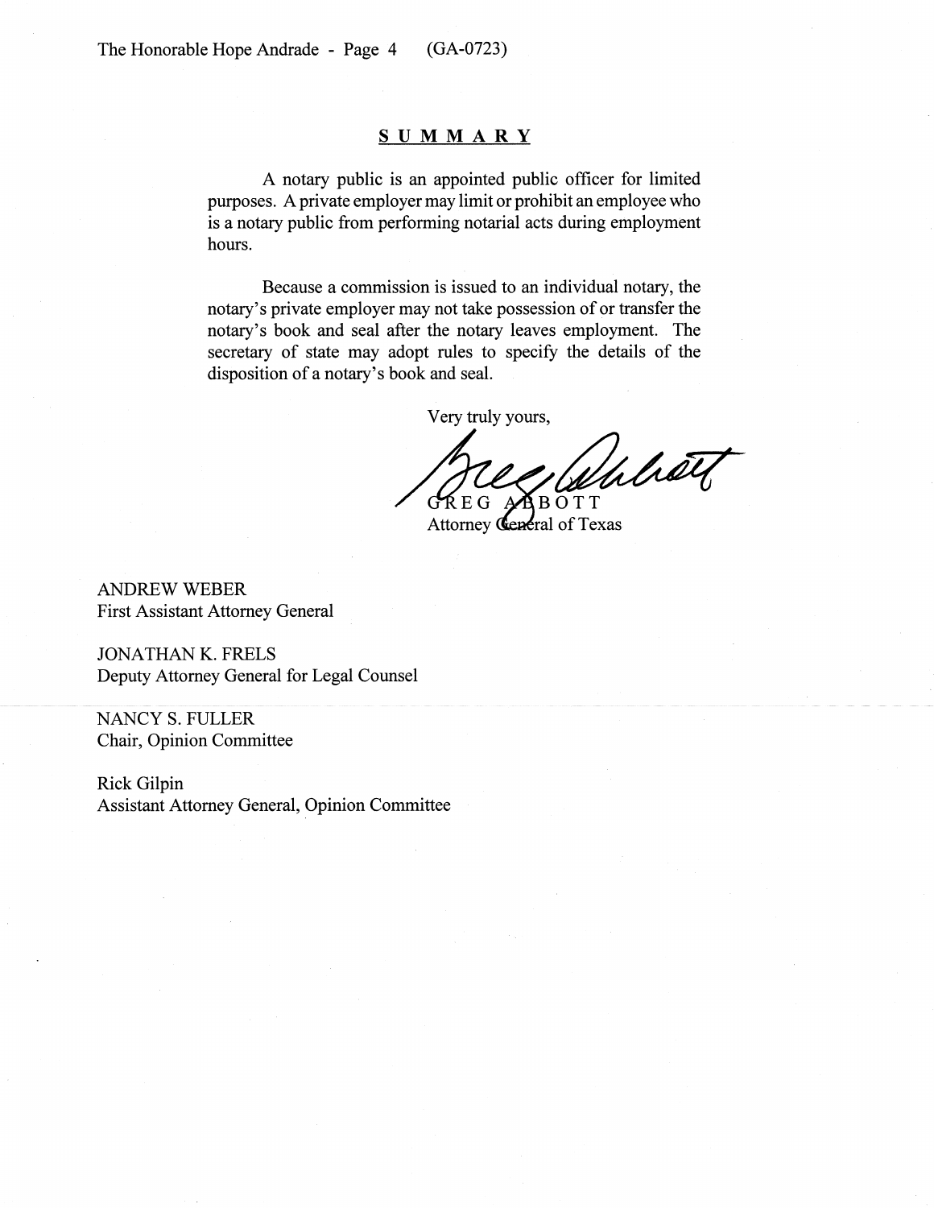## S U M M A R Y

A notary public is an appointed public officer for limited purposes. A private employer may limit or prohibit an employee who is a notary public from performing notarial acts during employment hours.

Because a commission is issued to an individual notary, the notary's private employer may not take possession of or transfer the notary's book and seal after the notary leaves employment. The secretary of state may adopt rules to specify the details of the disposition of a notary's book and seal.

Very truly yours,

GREG ABBOTT
Attorney General of Texas

ANDREW WEBER
First Assistant Attorney General

JONATHAN K. FRELS
Deputy Attorney General for Legal Counsel

NANCY S. FULLER
Chair, Opinion Committee

Rick Gilpin
Assistant Attorney General, Opinion Committee